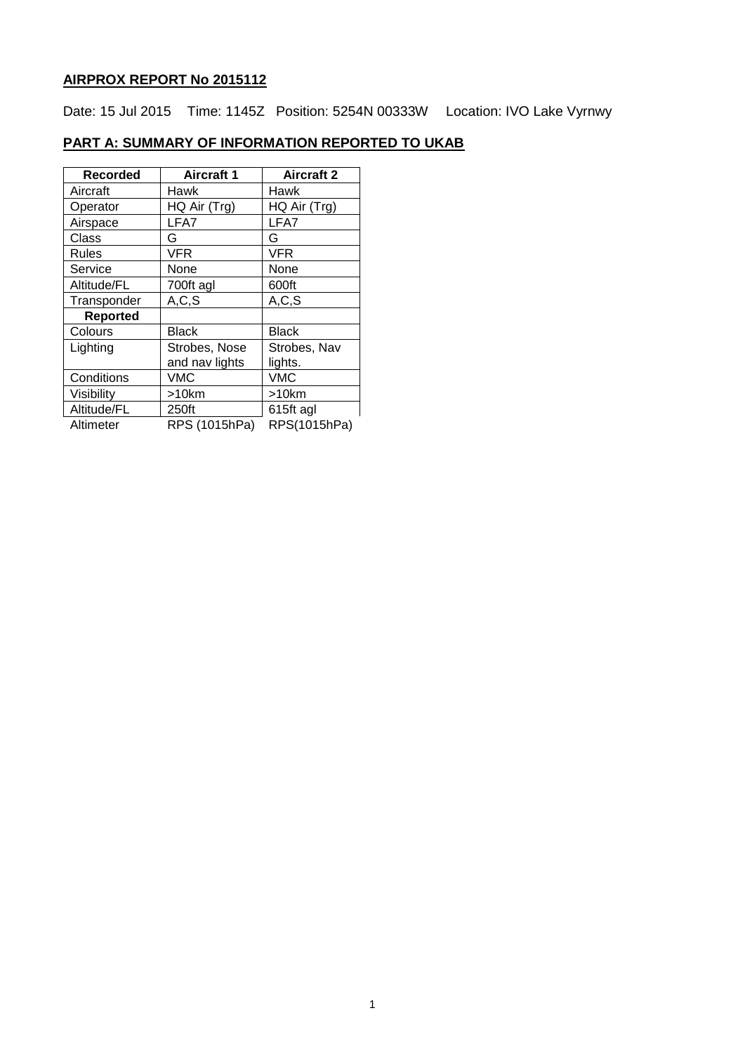**AIRPROX REPORT No 2015112**

Date: 15 Jul 2015 Time: 1145Z Position: 5254N 00333W Location: IVO Lake Vyrnwy

**PART A: SUMMARY OF INFORMATION REPORTED TO UKAB**

| Recorded | Aircraft 1 | Aircraft 2 |
|---|---|---|
| Aircraft | Hawk | Hawk |
| Operator | HQ Air (Trg) | HQ Air (Trg) |
| Airspace | LFA7 | LFA7 |
| Class | G | G |
| Rules | VFR | VFR |
| Service | None | None |
| Altitude/FL | 700ft agl | 600ft |
| Transponder | A,C,S | A,C,S |
| **Reported** | | |
| Colours | Black | Black |
| Lighting | Strobes, Nose and nav lights | Strobes, Nav lights. |
| Conditions | VMC | VMC |
| Visibility | >10km | >10km |
| Altitude/FL | 250ft | 615ft agl |
| Altimeter | RPS (1015hPa) | RPS(1015hPa) |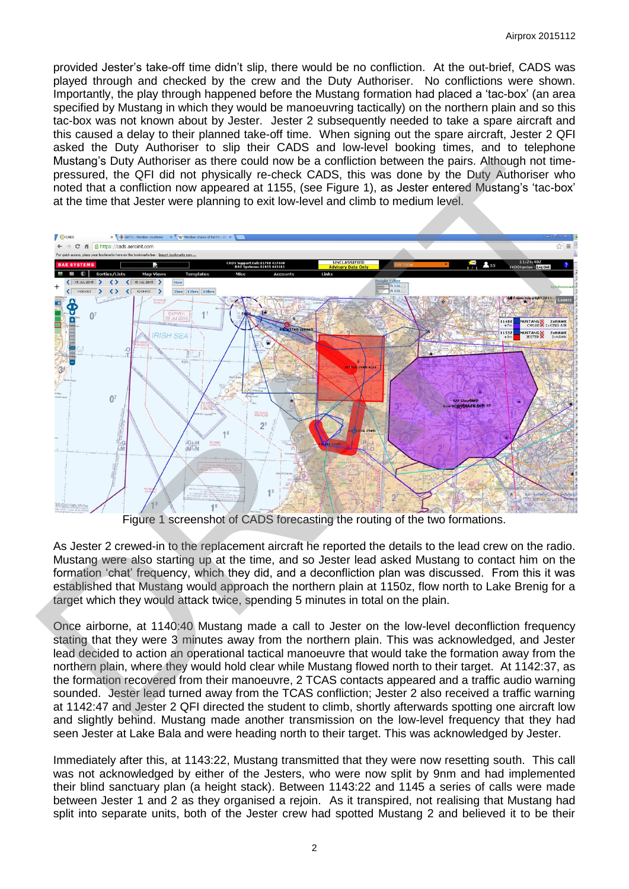provided Jester's take-off time didn't slip, there would be no confliction. At the out-brief, CADS was played through and checked by the crew and the Duty Authoriser. No conflictions were shown. Importantly, the play through happened before the Mustang formation had placed a 'tac-box' (an area specified by Mustang in which they would be manoeuvring tactically) on the northern plain and so this tac-box was not known about by Jester. Jester 2 subsequently needed to take a spare aircraft and this caused a delay to their planned take-off time. When signing out the spare aircraft, Jester 2 QFI asked the Duty Authoriser to slip their CADS and low-level booking times, and to telephone Mustang's Duty Authoriser as there could now be a confliction between the pairs. Although not time-pressured, the QFI did not physically re-check CADS, this was done by the Duty Authoriser who noted that a confliction now appeared at 1155, (see Figure 1), as Jester entered Mustang's 'tac-box' at the time that Jester were planning to exit low-level and climb to medium level.

Figure 1 screenshot of CADS forecasting the routing of the two formations.

As Jester 2 crewed-in to the replacement aircraft he reported the details to the lead crew on the radio. Mustang were also starting up at the time, and so Jester lead asked Mustang to contact him on the formation 'chat' frequency, which they did, and a deconfliction plan was discussed. From this it was established that Mustang would approach the northern plain at 1150z, flow north to Lake Brenig for a target which they would attack twice, spending 5 minutes in total on the plain.

Once airborne, at 1140:40 Mustang made a call to Jester on the low-level deconfliction frequency stating that they were 3 minutes away from the northern plain. This was acknowledged, and Jester lead decided to action an operational tactical manoeuvre that would take the formation away from the northern plain, where they would hold clear while Mustang flowed north to their target. At 1142:37, as the formation recovered from their manoeuvre, 2 TCAS contacts appeared and a traffic audio warning sounded. Jester lead turned away from the TCAS confliction; Jester 2 also received a traffic warning at 1142:47 and Jester 2 QFI directed the student to climb, shortly afterwards spotting one aircraft low and slightly behind. Mustang made another transmission on the low-level frequency that they had seen Jester at Lake Bala and were heading north to their target. This was acknowledged by Jester.

Immediately after this, at 1143:22, Mustang transmitted that they were now resetting south. This call was not acknowledged by either of the Jesters, who were now split by 9nm and had implemented their blind sanctuary plan (a height stack). Between 1143:22 and 1145 a series of calls were made between Jester 1 and 2 as they organised a rejoin. As it transpired, not realising that Mustang had split into separate units, both of the Jester crew had spotted Mustang 2 and believed it to be their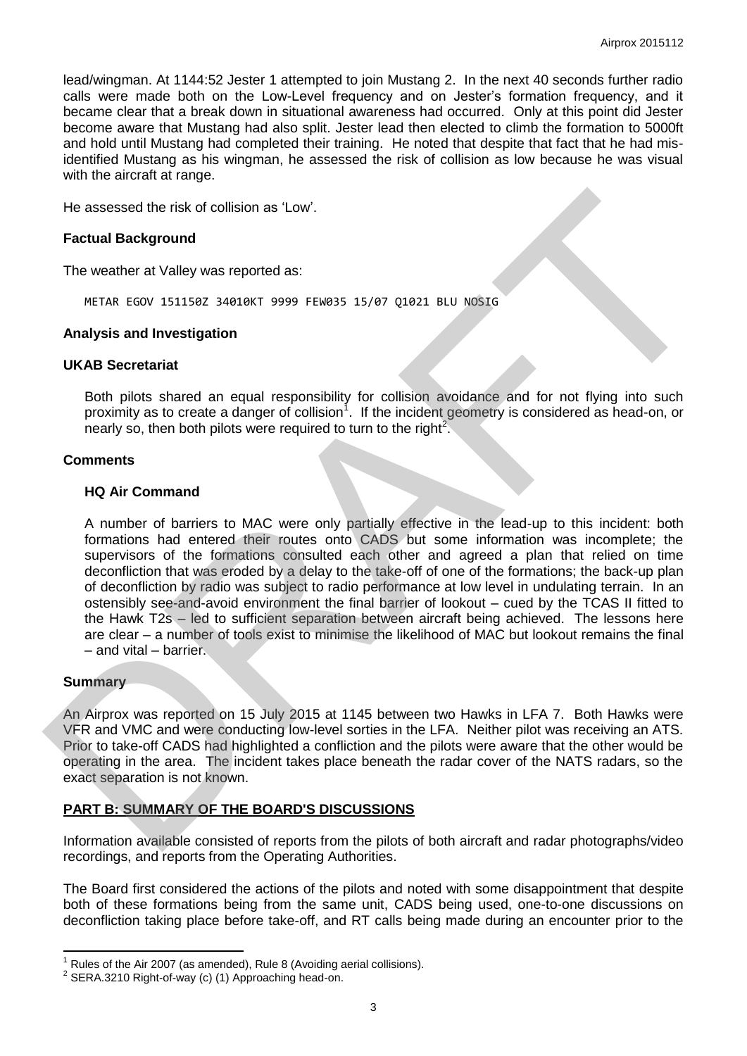lead/wingman. At 1144:52 Jester 1 attempted to join Mustang 2. In the next 40 seconds further radio calls were made both on the Low-Level frequency and on Jester's formation frequency, and it became clear that a break down in situational awareness had occurred. Only at this point did Jester become aware that Mustang had also split. Jester lead then elected to climb the formation to 5000ft and hold until Mustang had completed their training. He noted that despite that fact that he had mis-identified Mustang as his wingman, he assessed the risk of collision as low because he was visual with the aircraft at range.

He assessed the risk of collision as 'Low'.

### Factual Background

The weather at Valley was reported as:

```
METAR EGOV 151150Z 34010KT 9999 FEW035 15/07 Q1021 BLU NOSIG
```

### Analysis and Investigation

#### UKAB Secretariat

Both pilots shared an equal responsibility for collision avoidance and for not flying into such proximity as to create a danger of collision[1]. If the incident geometry is considered as head-on, or nearly so, then both pilots were required to turn to the right[2].

### Comments

#### HQ Air Command

A number of barriers to MAC were only partially effective in the lead-up to this incident: both formations had entered their routes onto CADS but some information was incomplete; the supervisors of the formations consulted each other and agreed a plan that relied on time deconfliction that was eroded by a delay to the take-off of one of the formations; the back-up plan of deconfliction by radio was subject to radio performance at low level in undulating terrain. In an ostensibly see-and-avoid environment the final barrier of lookout – cued by the TCAS II fitted to the Hawk T2s – led to sufficient separation between aircraft being achieved. The lessons here are clear – a number of tools exist to minimise the likelihood of MAC but lookout remains the final – and vital – barrier.

### Summary

An Airprox was reported on 15 July 2015 at 1145 between two Hawks in LFA 7. Both Hawks were VFR and VMC and were conducting low-level sorties in the LFA. Neither pilot was receiving an ATS. Prior to take-off CADS had highlighted a confliction and the pilots were aware that the other would be operating in the area. The incident takes place beneath the radar cover of the NATS radars, so the exact separation is not known.

## PART B: SUMMARY OF THE BOARD'S DISCUSSIONS

Information available consisted of reports from the pilots of both aircraft and radar photographs/video recordings, and reports from the Operating Authorities.

The Board first considered the actions of the pilots and noted with some disappointment that despite both of these formations being from the same unit, CADS being used, one-to-one discussions on deconfliction taking place before take-off, and RT calls being made during an encounter prior to the

---

[1] Rules of the Air 2007 (as amended), Rule 8 (Avoiding aerial collisions).

[2] SERA.3210 Right-of-way (c) (1) Approaching head-on.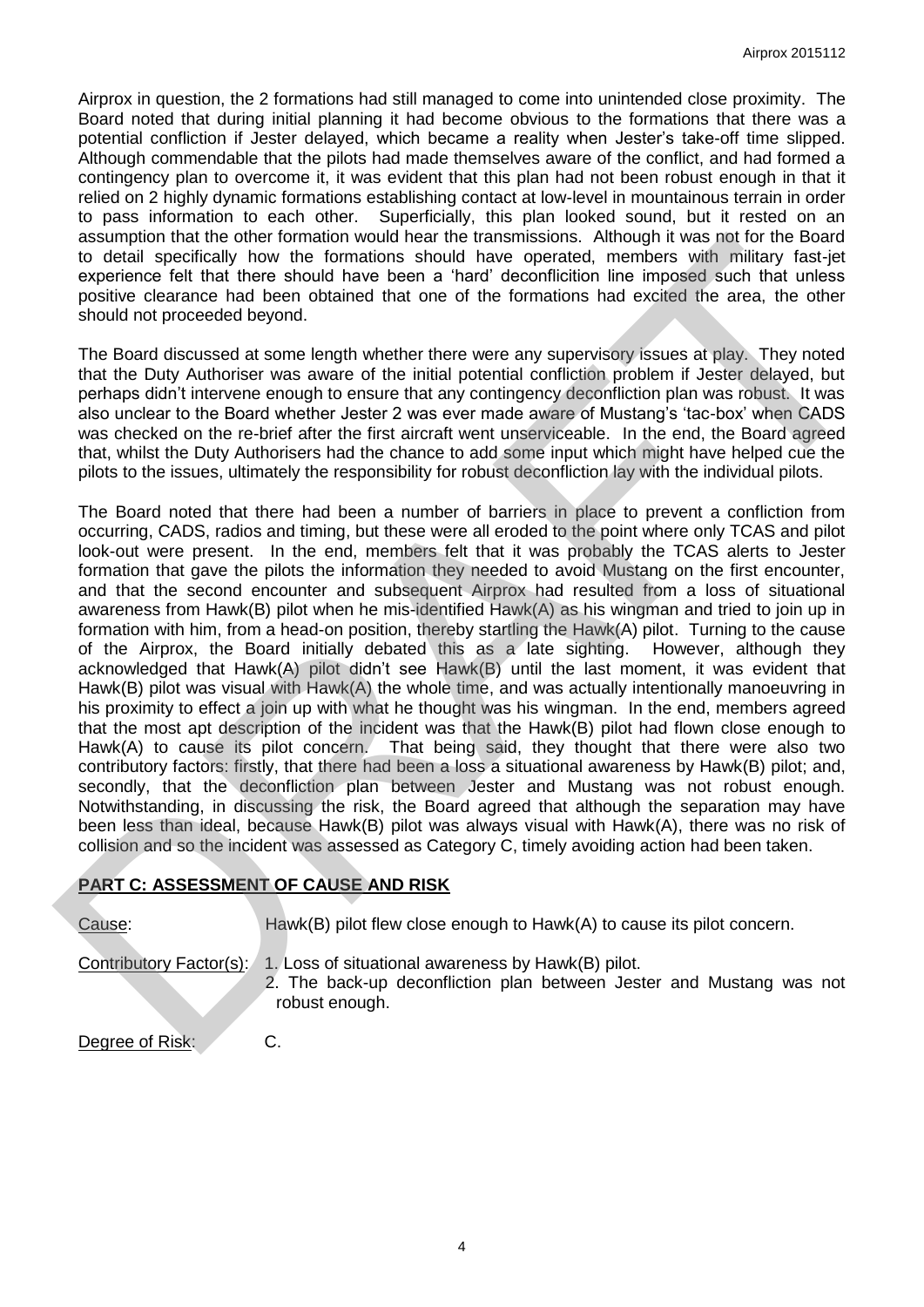Airprox in question, the 2 formations had still managed to come into unintended close proximity. The Board noted that during initial planning it had become obvious to the formations that there was a potential confliction if Jester delayed, which became a reality when Jester's take-off time slipped. Although commendable that the pilots had made themselves aware of the conflict, and had formed a contingency plan to overcome it, it was evident that this plan had not been robust enough in that it relied on 2 highly dynamic formations establishing contact at low-level in mountainous terrain in order to pass information to each other. Superficially, this plan looked sound, but it rested on an assumption that the other formation would hear the transmissions. Although it was not for the Board to detail specifically how the formations should have operated, members with military fast-jet experience felt that there should have been a 'hard' deconflicition line imposed such that unless positive clearance had been obtained that one of the formations had excited the area, the other should not proceeded beyond.

The Board discussed at some length whether there were any supervisory issues at play. They noted that the Duty Authoriser was aware of the initial potential confliction problem if Jester delayed, but perhaps didn't intervene enough to ensure that any contingency deconfliction plan was robust. It was also unclear to the Board whether Jester 2 was ever made aware of Mustang's 'tac-box' when CADS was checked on the re-brief after the first aircraft went unserviceable. In the end, the Board agreed that, whilst the Duty Authorisers had the chance to add some input which might have helped cue the pilots to the issues, ultimately the responsibility for robust deconfliction lay with the individual pilots.

The Board noted that there had been a number of barriers in place to prevent a confliction from occurring, CADS, radios and timing, but these were all eroded to the point where only TCAS and pilot look-out were present. In the end, members felt that it was probably the TCAS alerts to Jester formation that gave the pilots the information they needed to avoid Mustang on the first encounter, and that the second encounter and subsequent Airprox had resulted from a loss of situational awareness from Hawk(B) pilot when he mis-identified Hawk(A) as his wingman and tried to join up in formation with him, from a head-on position, thereby startling the Hawk(A) pilot. Turning to the cause of the Airprox, the Board initially debated this as a late sighting. However, although they acknowledged that Hawk(A) pilot didn't see Hawk(B) until the last moment, it was evident that Hawk(B) pilot was visual with Hawk(A) the whole time, and was actually intentionally manoeuvring in his proximity to effect a join up with what he thought was his wingman. In the end, members agreed that the most apt description of the incident was that the Hawk(B) pilot had flown close enough to Hawk(A) to cause its pilot concern. That being said, they thought that there were also two contributory factors: firstly, that there had been a loss a situational awareness by Hawk(B) pilot; and, secondly, that the deconfliction plan between Jester and Mustang was not robust enough. Notwithstanding, in discussing the risk, the Board agreed that although the separation may have been less than ideal, because Hawk(B) pilot was always visual with Hawk(A), there was no risk of collision and so the incident was assessed as Category C, timely avoiding action had been taken.

## PART C: ASSESSMENT OF CAUSE AND RISK

Cause: Hawk(B) pilot flew close enough to Hawk(A) to cause its pilot concern.

Contributory Factor(s):

1. Loss of situational awareness by Hawk(B) pilot.
2. The back-up deconfliction plan between Jester and Mustang was not robust enough.

Degree of Risk: C.